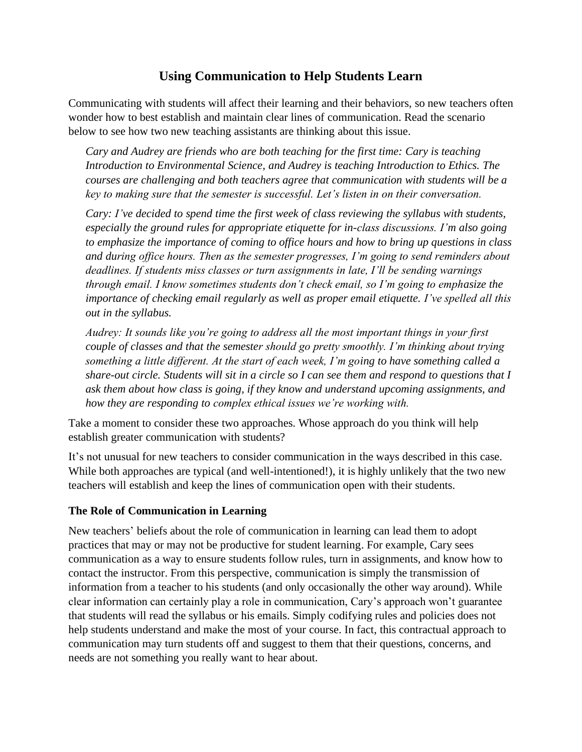# Using Communication to Help Students Learn

Communicating with students will affect their learning and their behaviors, so new teachers often wonder how to best establish and maintain clear lines of communication. Read the scenario below to see how two new teaching assistants are thinking about this issue.

> *Cary and Audrey are friends who are both teaching for the first time: Cary is teaching Introduction to Environmental Science, and Audrey is teaching Introduction to Ethics. The courses are challenging and both teachers agree that communication with students will be a key to making sure that the semester is successful. Let's listen in on their conversation.*
>
> *Cary: I've decided to spend time the first week of class reviewing the syllabus with students, especially the ground rules for appropriate etiquette for in-class discussions. I'm also going to emphasize the importance of coming to office hours and how to bring up questions in class and during office hours. Then as the semester progresses, I'm going to send reminders about deadlines. If students miss classes or turn assignments in late, I'll be sending warnings through email. I know sometimes students don't check email, so I'm going to emphasize the importance of checking email regularly as well as proper email etiquette. I've spelled all this out in the syllabus.*
>
> *Audrey: It sounds like you're going to address all the most important things in your first couple of classes and that the semester should go pretty smoothly. I'm thinking about trying something a little different. At the start of each week, I'm going to have something called a share-out circle. Students will sit in a circle so I can see them and respond to questions that I ask them about how class is going, if they know and understand upcoming assignments, and how they are responding to complex ethical issues we're working with.*

Take a moment to consider these two approaches. Whose approach do you think will help establish greater communication with students?

It's not unusual for new teachers to consider communication in the ways described in this case. While both approaches are typical (and well-intentioned!), it is highly unlikely that the two new teachers will establish and keep the lines of communication open with their students.

### The Role of Communication in Learning

New teachers' beliefs about the role of communication in learning can lead them to adopt practices that may or may not be productive for student learning. For example, Cary sees communication as a way to ensure students follow rules, turn in assignments, and know how to contact the instructor. From this perspective, communication is simply the transmission of information from a teacher to his students (and only occasionally the other way around). While clear information can certainly play a role in communication, Cary's approach won't guarantee that students will read the syllabus or his emails. Simply codifying rules and policies does not help students understand and make the most of your course. In fact, this contractual approach to communication may turn students off and suggest to them that their questions, concerns, and needs are not something you really want to hear about.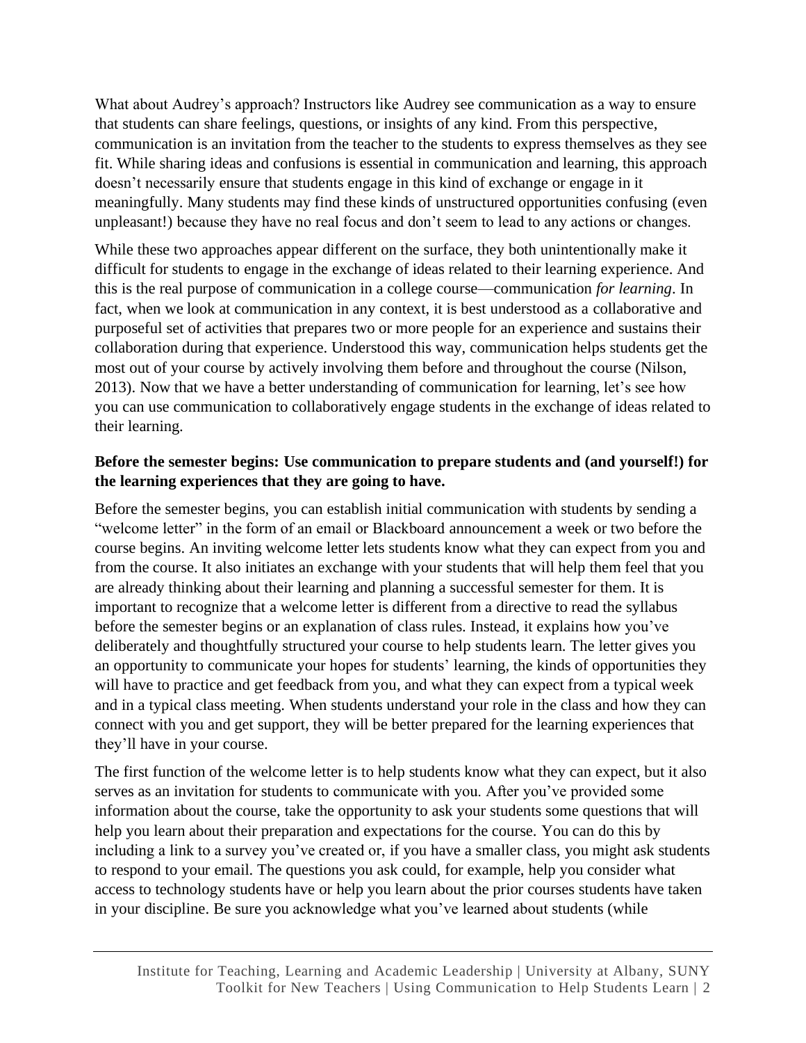What about Audrey's approach? Instructors like Audrey see communication as a way to ensure that students can share feelings, questions, or insights of any kind. From this perspective, communication is an invitation from the teacher to the students to express themselves as they see fit. While sharing ideas and confusions is essential in communication and learning, this approach doesn't necessarily ensure that students engage in this kind of exchange or engage in it meaningfully. Many students may find these kinds of unstructured opportunities confusing (even unpleasant!) because they have no real focus and don't seem to lead to any actions or changes.

While these two approaches appear different on the surface, they both unintentionally make it difficult for students to engage in the exchange of ideas related to their learning experience. And this is the real purpose of communication in a college course—communication *for learning*. In fact, when we look at communication in any context, it is best understood as a collaborative and purposeful set of activities that prepares two or more people for an experience and sustains their collaboration during that experience. Understood this way, communication helps students get the most out of your course by actively involving them before and throughout the course (Nilson, 2013). Now that we have a better understanding of communication for learning, let's see how you can use communication to collaboratively engage students in the exchange of ideas related to their learning.

**Before the semester begins: Use communication to prepare students and (and yourself!) for the learning experiences that they are going to have.**

Before the semester begins, you can establish initial communication with students by sending a "welcome letter" in the form of an email or Blackboard announcement a week or two before the course begins. An inviting welcome letter lets students know what they can expect from you and from the course. It also initiates an exchange with your students that will help them feel that you are already thinking about their learning and planning a successful semester for them. It is important to recognize that a welcome letter is different from a directive to read the syllabus before the semester begins or an explanation of class rules. Instead, it explains how you've deliberately and thoughtfully structured your course to help students learn. The letter gives you an opportunity to communicate your hopes for students' learning, the kinds of opportunities they will have to practice and get feedback from you, and what they can expect from a typical week and in a typical class meeting. When students understand your role in the class and how they can connect with you and get support, they will be better prepared for the learning experiences that they'll have in your course.

The first function of the welcome letter is to help students know what they can expect, but it also serves as an invitation for students to communicate with you. After you've provided some information about the course, take the opportunity to ask your students some questions that will help you learn about their preparation and expectations for the course. You can do this by including a link to a survey you've created or, if you have a smaller class, you might ask students to respond to your email. The questions you ask could, for example, help you consider what access to technology students have or help you learn about the prior courses students have taken in your discipline. Be sure you acknowledge what you've learned about students (while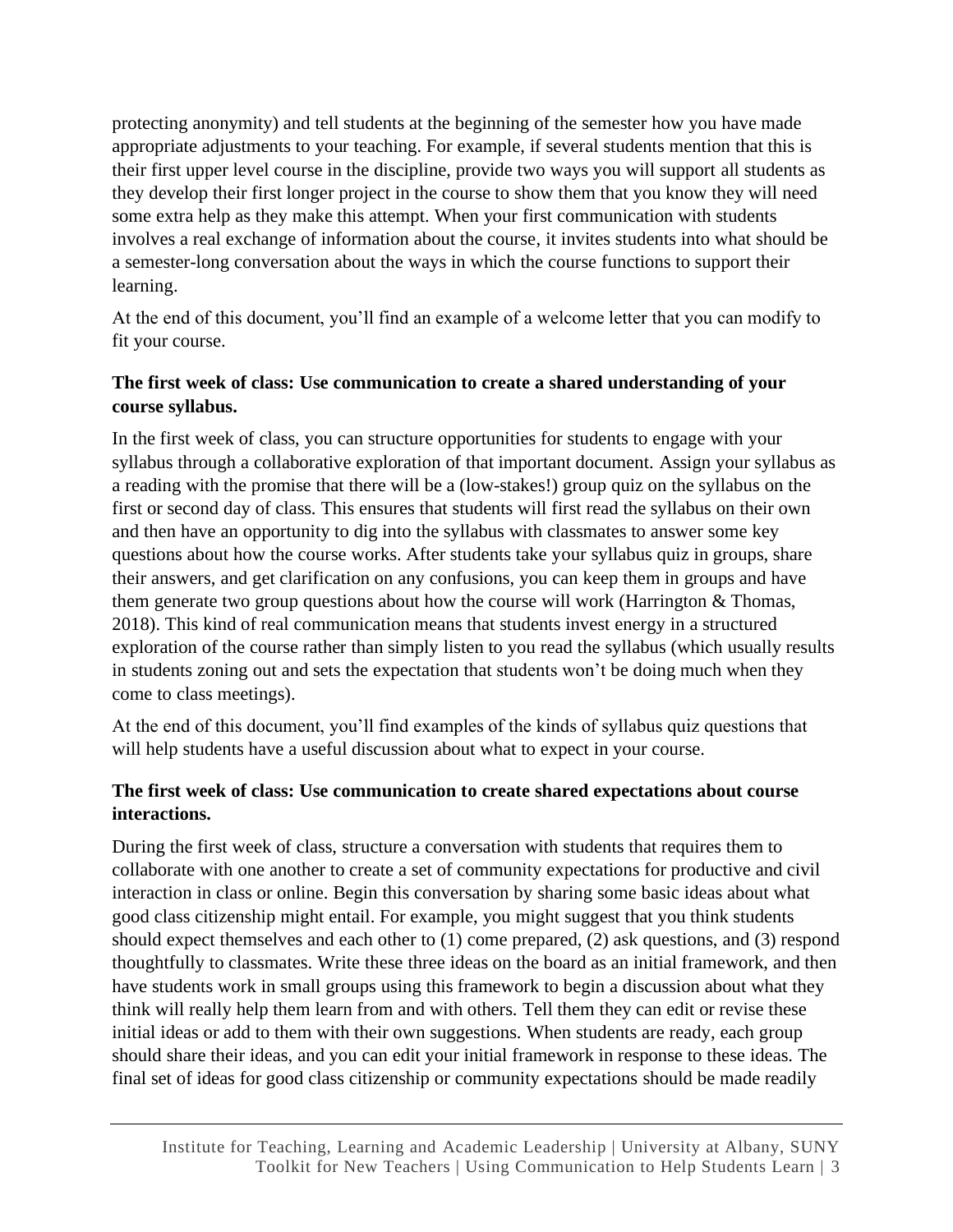protecting anonymity) and tell students at the beginning of the semester how you have made appropriate adjustments to your teaching. For example, if several students mention that this is their first upper level course in the discipline, provide two ways you will support all students as they develop their first longer project in the course to show them that you know they will need some extra help as they make this attempt. When your first communication with students involves a real exchange of information about the course, it invites students into what should be a semester-long conversation about the ways in which the course functions to support their learning.

At the end of this document, you'll find an example of a welcome letter that you can modify to fit your course.

**The first week of class: Use communication to create a shared understanding of your course syllabus.**

In the first week of class, you can structure opportunities for students to engage with your syllabus through a collaborative exploration of that important document. Assign your syllabus as a reading with the promise that there will be a (low-stakes!) group quiz on the syllabus on the first or second day of class. This ensures that students will first read the syllabus on their own and then have an opportunity to dig into the syllabus with classmates to answer some key questions about how the course works. After students take your syllabus quiz in groups, share their answers, and get clarification on any confusions, you can keep them in groups and have them generate two group questions about how the course will work (Harrington & Thomas, 2018). This kind of real communication means that students invest energy in a structured exploration of the course rather than simply listen to you read the syllabus (which usually results in students zoning out and sets the expectation that students won't be doing much when they come to class meetings).

At the end of this document, you'll find examples of the kinds of syllabus quiz questions that will help students have a useful discussion about what to expect in your course.

**The first week of class: Use communication to create shared expectations about course interactions.**

During the first week of class, structure a conversation with students that requires them to collaborate with one another to create a set of community expectations for productive and civil interaction in class or online. Begin this conversation by sharing some basic ideas about what good class citizenship might entail. For example, you might suggest that you think students should expect themselves and each other to (1) come prepared, (2) ask questions, and (3) respond thoughtfully to classmates. Write these three ideas on the board as an initial framework, and then have students work in small groups using this framework to begin a discussion about what they think will really help them learn from and with others. Tell them they can edit or revise these initial ideas or add to them with their own suggestions. When students are ready, each group should share their ideas, and you can edit your initial framework in response to these ideas. The final set of ideas for good class citizenship or community expectations should be made readily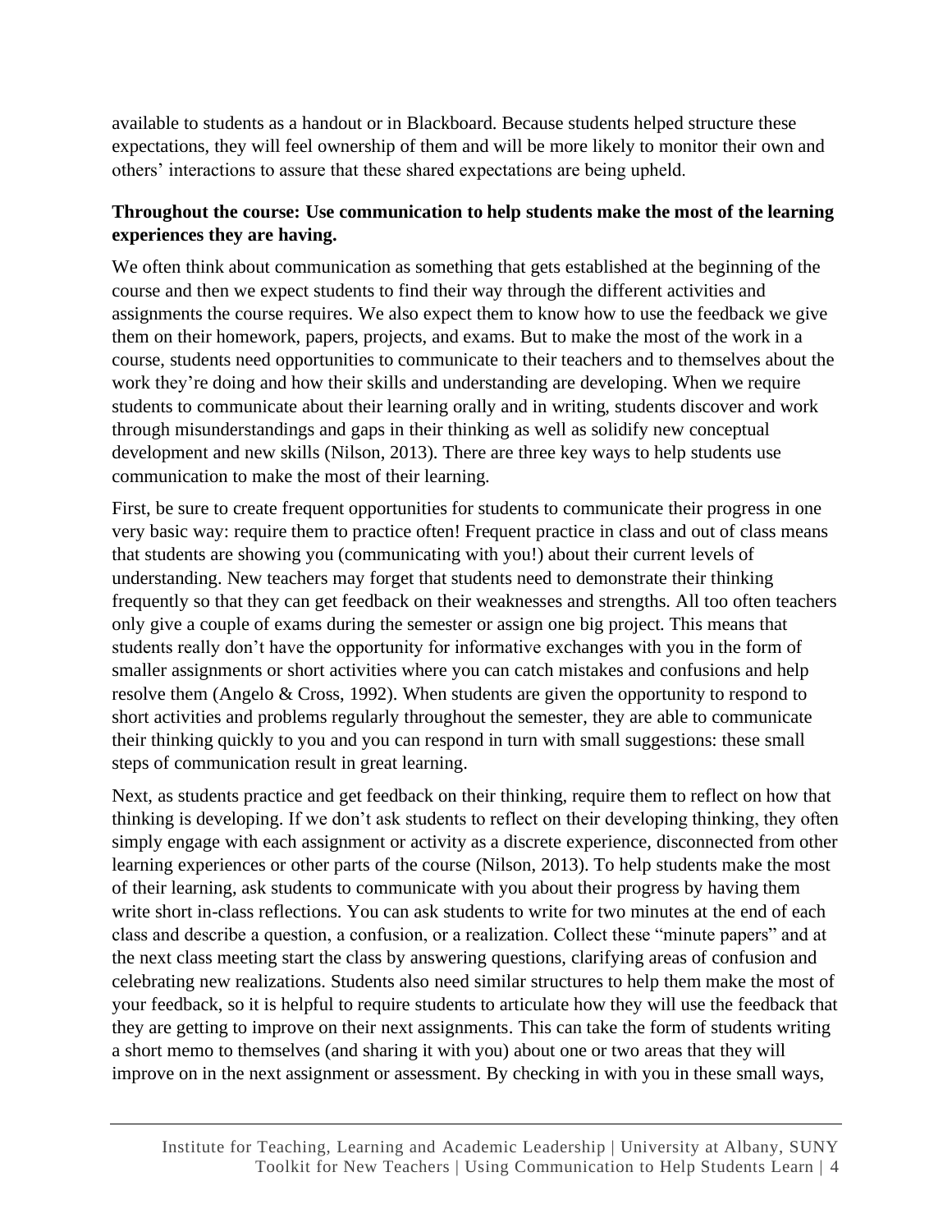available to students as a handout or in Blackboard. Because students helped structure these expectations, they will feel ownership of them and will be more likely to monitor their own and others' interactions to assure that these shared expectations are being upheld.

**Throughout the course: Use communication to help students make the most of the learning experiences they are having.**

We often think about communication as something that gets established at the beginning of the course and then we expect students to find their way through the different activities and assignments the course requires. We also expect them to know how to use the feedback we give them on their homework, papers, projects, and exams. But to make the most of the work in a course, students need opportunities to communicate to their teachers and to themselves about the work they're doing and how their skills and understanding are developing. When we require students to communicate about their learning orally and in writing, students discover and work through misunderstandings and gaps in their thinking as well as solidify new conceptual development and new skills (Nilson, 2013). There are three key ways to help students use communication to make the most of their learning.

First, be sure to create frequent opportunities for students to communicate their progress in one very basic way: require them to practice often! Frequent practice in class and out of class means that students are showing you (communicating with you!) about their current levels of understanding. New teachers may forget that students need to demonstrate their thinking frequently so that they can get feedback on their weaknesses and strengths. All too often teachers only give a couple of exams during the semester or assign one big project. This means that students really don't have the opportunity for informative exchanges with you in the form of smaller assignments or short activities where you can catch mistakes and confusions and help resolve them (Angelo & Cross, 1992). When students are given the opportunity to respond to short activities and problems regularly throughout the semester, they are able to communicate their thinking quickly to you and you can respond in turn with small suggestions: these small steps of communication result in great learning.

Next, as students practice and get feedback on their thinking, require them to reflect on how that thinking is developing. If we don't ask students to reflect on their developing thinking, they often simply engage with each assignment or activity as a discrete experience, disconnected from other learning experiences or other parts of the course (Nilson, 2013). To help students make the most of their learning, ask students to communicate with you about their progress by having them write short in-class reflections. You can ask students to write for two minutes at the end of each class and describe a question, a confusion, or a realization. Collect these "minute papers" and at the next class meeting start the class by answering questions, clarifying areas of confusion and celebrating new realizations. Students also need similar structures to help them make the most of your feedback, so it is helpful to require students to articulate how they will use the feedback that they are getting to improve on their next assignments. This can take the form of students writing a short memo to themselves (and sharing it with you) about one or two areas that they will improve on in the next assignment or assessment. By checking in with you in these small ways,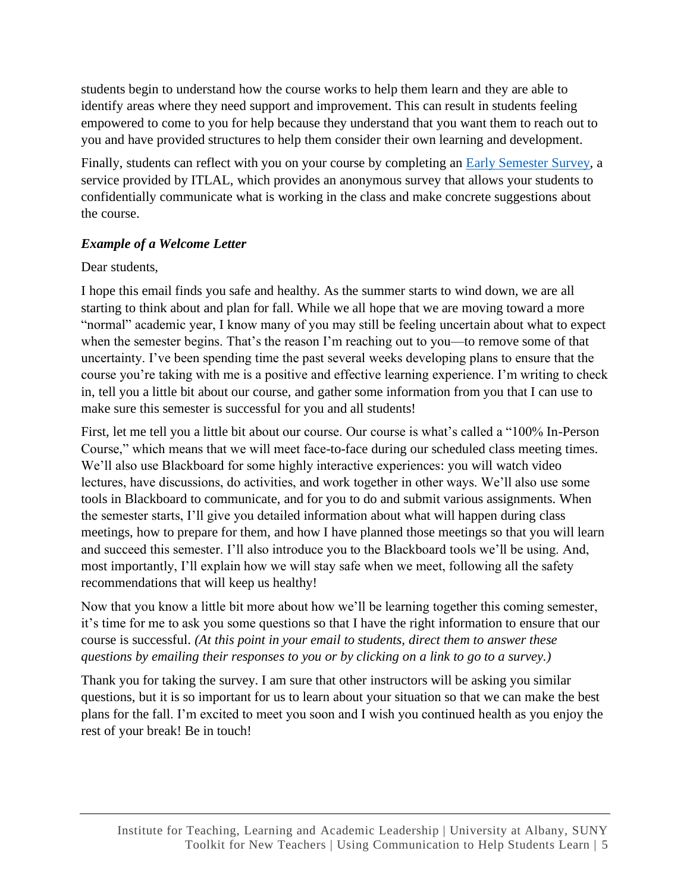students begin to understand how the course works to help them learn and they are able to identify areas where they need support and improvement. This can result in students feeling empowered to come to you for help because they understand that you want them to reach out to you and have provided structures to help them consider their own learning and development.

Finally, students can reflect with you on your course by completing an [Early Semester Survey](), a service provided by ITLAL, which provides an anonymous survey that allows your students to confidentially communicate what is working in the class and make concrete suggestions about the course.

### *Example of a Welcome Letter*

Dear students,

I hope this email finds you safe and healthy. As the summer starts to wind down, we are all starting to think about and plan for fall. While we all hope that we are moving toward a more "normal" academic year, I know many of you may still be feeling uncertain about what to expect when the semester begins. That's the reason I'm reaching out to you—to remove some of that uncertainty. I've been spending time the past several weeks developing plans to ensure that the course you're taking with me is a positive and effective learning experience. I'm writing to check in, tell you a little bit about our course, and gather some information from you that I can use to make sure this semester is successful for you and all students!

First, let me tell you a little bit about our course. Our course is what's called a "100% In-Person Course," which means that we will meet face-to-face during our scheduled class meeting times. We'll also use Blackboard for some highly interactive experiences: you will watch video lectures, have discussions, do activities, and work together in other ways. We'll also use some tools in Blackboard to communicate, and for you to do and submit various assignments. When the semester starts, I'll give you detailed information about what will happen during class meetings, how to prepare for them, and how I have planned those meetings so that you will learn and succeed this semester. I'll also introduce you to the Blackboard tools we'll be using. And, most importantly, I'll explain how we will stay safe when we meet, following all the safety recommendations that will keep us healthy!

Now that you know a little bit more about how we'll be learning together this coming semester, it's time for me to ask you some questions so that I have the right information to ensure that our course is successful. *(At this point in your email to students, direct them to answer these questions by emailing their responses to you or by clicking on a link to go to a survey.)*

Thank you for taking the survey. I am sure that other instructors will be asking you similar questions, but it is so important for us to learn about your situation so that we can make the best plans for the fall. I'm excited to meet you soon and I wish you continued health as you enjoy the rest of your break! Be in touch!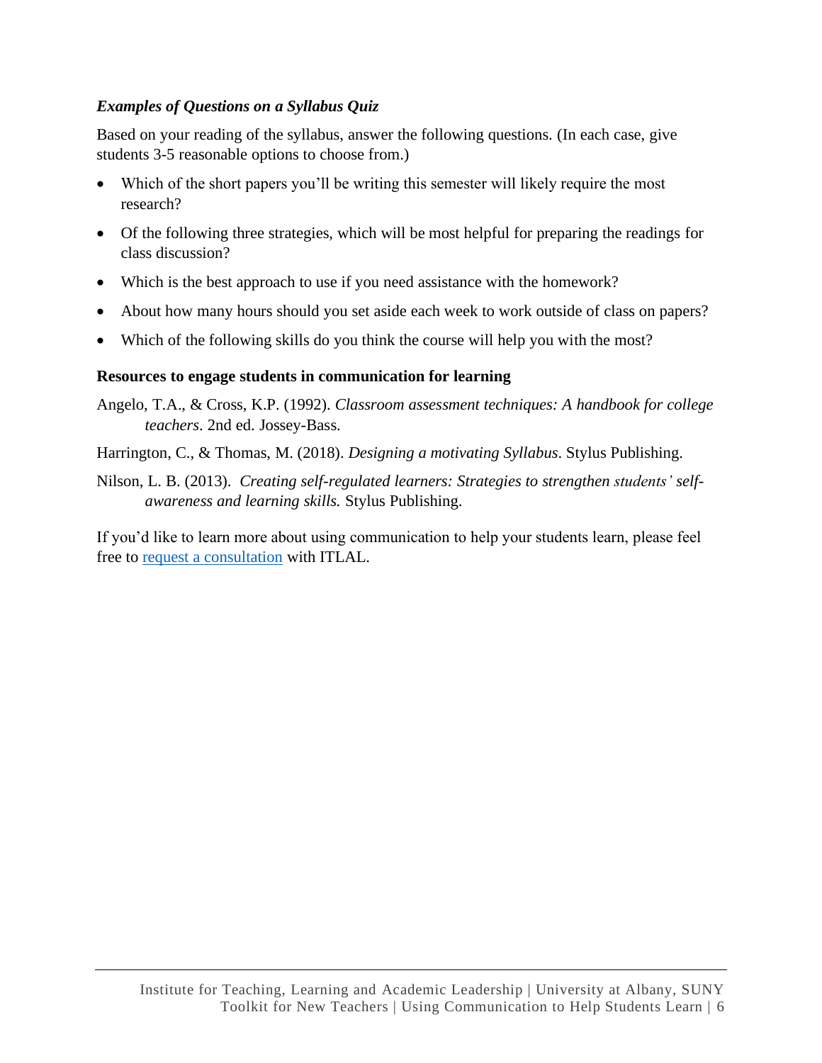### *Examples of Questions on a Syllabus Quiz*

Based on your reading of the syllabus, answer the following questions. (In each case, give students 3-5 reasonable options to choose from.)

- Which of the short papers you'll be writing this semester will likely require the most research?
- Of the following three strategies, which will be most helpful for preparing the readings for class discussion?
- Which is the best approach to use if you need assistance with the homework?
- About how many hours should you set aside each week to work outside of class on papers?
- Which of the following skills do you think the course will help you with the most?

**Resources to engage students in communication for learning**

Angelo, T.A., & Cross, K.P. (1992). *Classroom assessment techniques: A handbook for college teachers*. 2nd ed. Jossey-Bass.

Harrington, C., & Thomas, M. (2018). *Designing a motivating Syllabus*. Stylus Publishing.

Nilson, L. B. (2013). *Creating self-regulated learners: Strategies to strengthen students' self-awareness and learning skills.* Stylus Publishing.

If you'd like to learn more about using communication to help your students learn, please feel free to request a consultation with ITLAL.